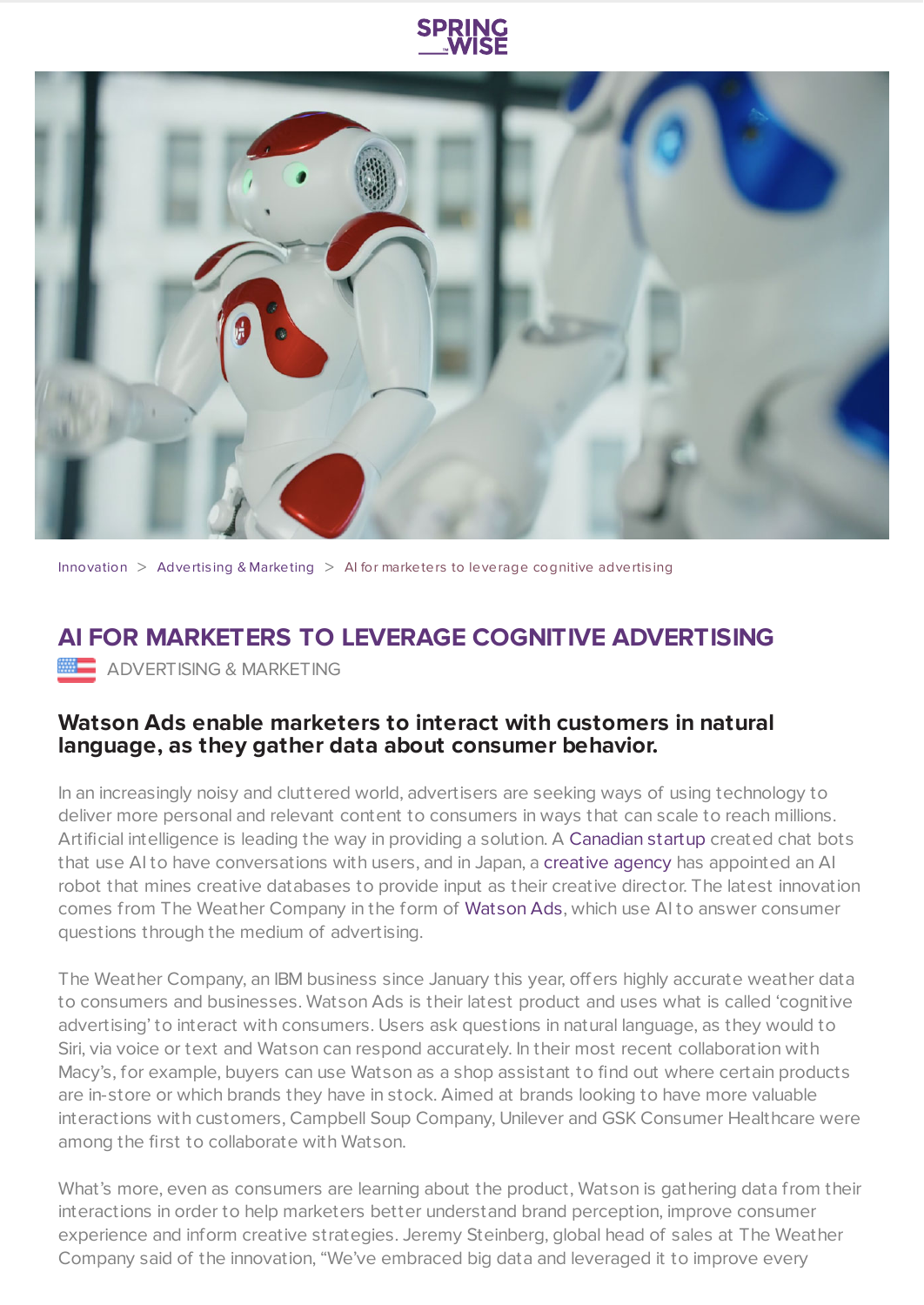Innovation > Advertising & Marketing > AI for marketers to leverage cognitive advertising

# AI FOR MARKETERS TO LEVERAGE COGNITIVE ADVERTISING

ADVERTISING & MARKETING

## Watson Ads enable marketers to interact with customers in natural language, as they gather data about consumer behavior.

In an increasingly noisy and cluttered world, advertisers are seeking ways of using technology to deliver more personal and relevant content to consumers in ways that can scale to reach millions. Artificial intelligence is leading the way in providing a solution. A Canadian startup created chat bots that use AI to have conversations with users, and in Japan, a creative agency has appointed an AI robot that mines creative databases to provide input as their creative director. The latest innovation comes from The Weather Company in the form of Watson Ads, which use AI to answer consumer questions through the medium of advertising.

The Weather Company, an IBM business since January this year, offers highly accurate weather data to consumers and businesses. Watson Ads is their latest product and uses what is called 'cognitive advertising' to interact with consumers. Users ask questions in natural language, as they would to Siri, via voice or text and Watson can respond accurately. In their most recent collaboration with Macy's, for example, buyers can use Watson as a shop assistant to find out where certain products are in-store or which brands they have in stock. Aimed at brands looking to have more valuable interactions with customers, Campbell Soup Company, Unilever and GSK Consumer Healthcare were among the first to collaborate with Watson.

What's more, even as consumers are learning about the product, Watson is gathering data from their interactions in order to help marketers better understand brand perception, improve consumer experience and inform creative strategies. Jeremy Steinberg, global head of sales at The Weather Company said of the innovation, "We've embraced big data and leveraged it to improve every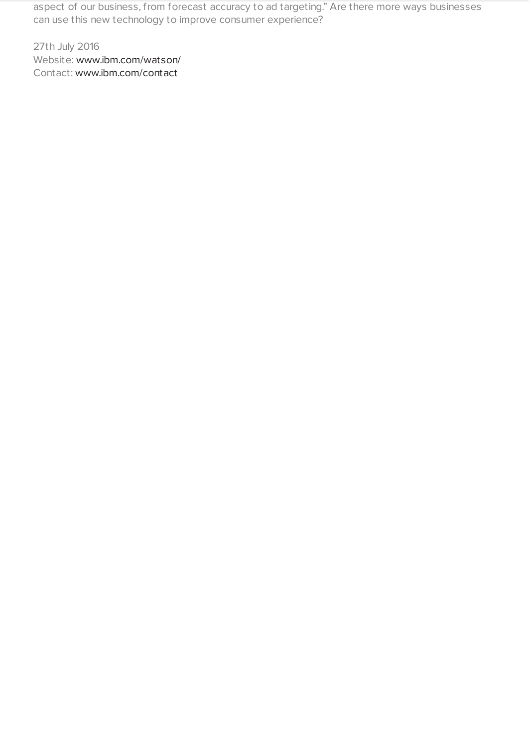aspect of our business, from forecast accuracy to ad targeting." Are there more ways businesses can use this new technology to improve consumer experience?

27th July 2016
Website: www.ibm.com/watson/
Contact: www.ibm.com/contact